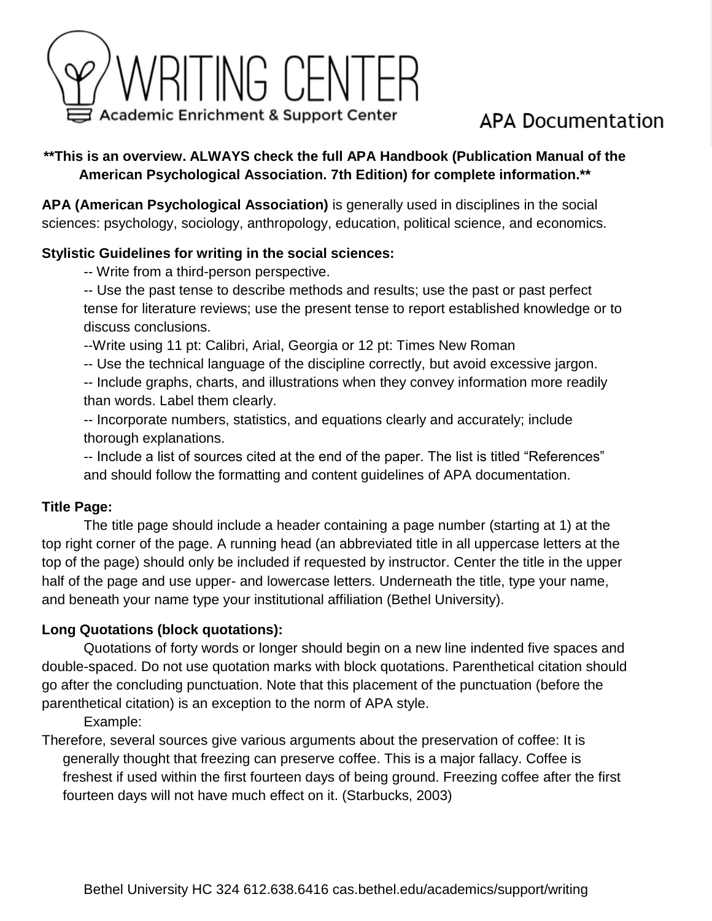# WRITING CENTER

Academic Enrichment & Support Center

## APA Documentation

**\*\*This is an overview. ALWAYS check the full APA Handbook (Publication Manual of the American Psychological Association. 7th Edition) for complete information.\*\***

**APA (American Psychological Association)** is generally used in disciplines in the social sciences: psychology, sociology, anthropology, education, political science, and economics.

**Stylistic Guidelines for writing in the social sciences:**

-- Write from a third-person perspective.

-- Use the past tense to describe methods and results; use the past or past perfect tense for literature reviews; use the present tense to report established knowledge or to discuss conclusions.

--Write using 11 pt: Calibri, Arial, Georgia or 12 pt: Times New Roman

-- Use the technical language of the discipline correctly, but avoid excessive jargon.

-- Include graphs, charts, and illustrations when they convey information more readily than words. Label them clearly.

-- Incorporate numbers, statistics, and equations clearly and accurately; include thorough explanations.

-- Include a list of sources cited at the end of the paper. The list is titled "References" and should follow the formatting and content guidelines of APA documentation.

**Title Page:**

The title page should include a header containing a page number (starting at 1) at the top right corner of the page. A running head (an abbreviated title in all uppercase letters at the top of the page) should only be included if requested by instructor. Center the title in the upper half of the page and use upper- and lowercase letters. Underneath the title, type your name, and beneath your name type your institutional affiliation (Bethel University).

**Long Quotations (block quotations):**

Quotations of forty words or longer should begin on a new line indented five spaces and double-spaced. Do not use quotation marks with block quotations. Parenthetical citation should go after the concluding punctuation. Note that this placement of the punctuation (before the parenthetical citation) is an exception to the norm of APA style.

Example:

Therefore, several sources give various arguments about the preservation of coffee: It is generally thought that freezing can preserve coffee. This is a major fallacy. Coffee is freshest if used within the first fourteen days of being ground. Freezing coffee after the first fourteen days will not have much effect on it. (Starbucks, 2003)

Bethel University HC 324 612.638.6416 cas.bethel.edu/academics/support/writing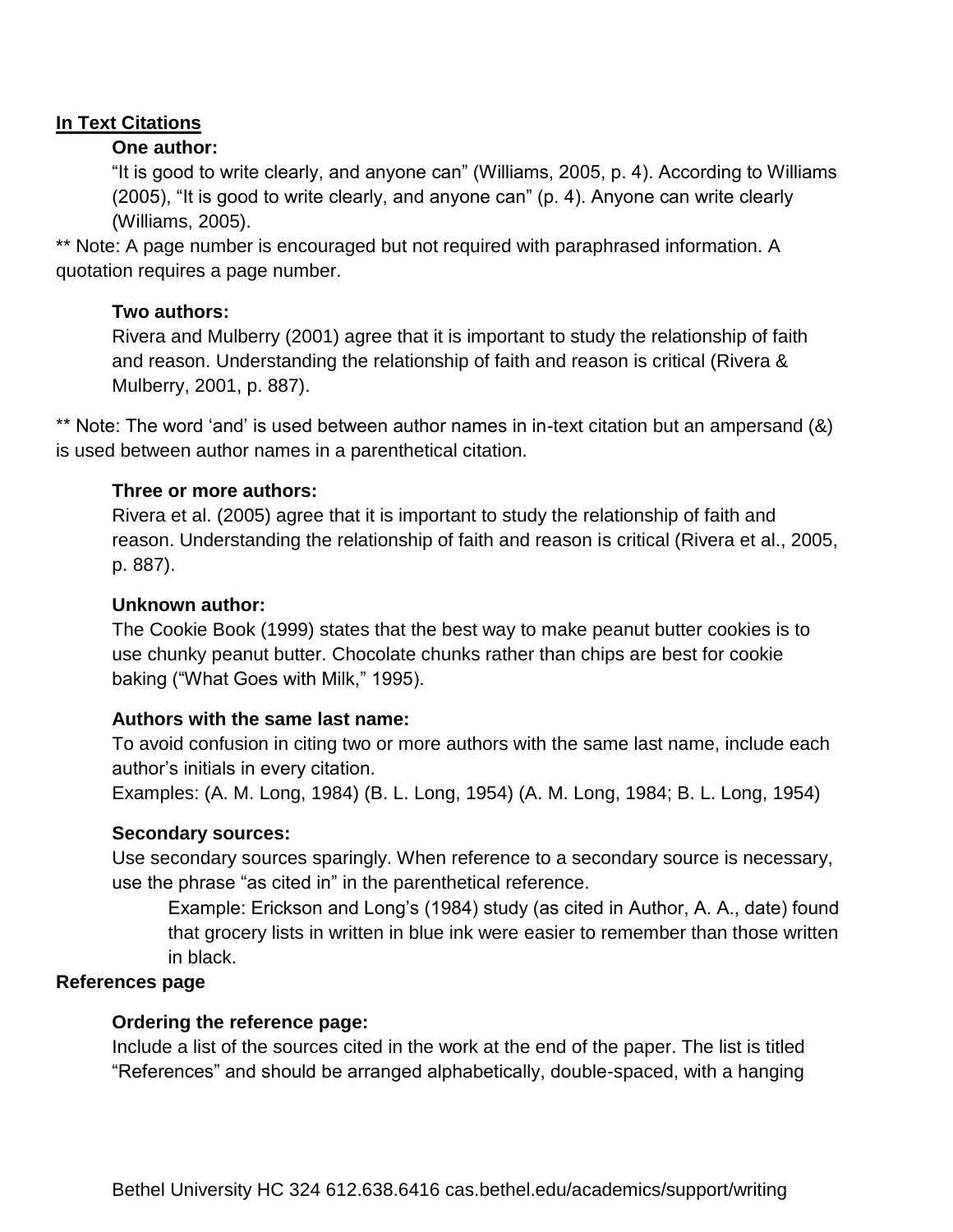## In Text Citations

### One author:

"It is good to write clearly, and anyone can" (Williams, 2005, p. 4). According to Williams (2005), "It is good to write clearly, and anyone can" (p. 4). Anyone can write clearly (Williams, 2005).

** Note: A page number is encouraged but not required with paraphrased information. A quotation requires a page number.

### Two authors:

Rivera and Mulberry (2001) agree that it is important to study the relationship of faith and reason. Understanding the relationship of faith and reason is critical (Rivera & Mulberry, 2001, p. 887).

** Note: The word 'and' is used between author names in in-text citation but an ampersand (&) is used between author names in a parenthetical citation.

### Three or more authors:

Rivera et al. (2005) agree that it is important to study the relationship of faith and reason. Understanding the relationship of faith and reason is critical (Rivera et al., 2005, p. 887).

### Unknown author:

The Cookie Book (1999) states that the best way to make peanut butter cookies is to use chunky peanut butter. Chocolate chunks rather than chips are best for cookie baking ("What Goes with Milk," 1995).

### Authors with the same last name:

To avoid confusion in citing two or more authors with the same last name, include each author's initials in every citation.

Examples: (A. M. Long, 1984) (B. L. Long, 1954) (A. M. Long, 1984; B. L. Long, 1954)

### Secondary sources:

Use secondary sources sparingly. When reference to a secondary source is necessary, use the phrase "as cited in" in the parenthetical reference.

> Example: Erickson and Long's (1984) study (as cited in Author, A. A., date) found that grocery lists in written in blue ink were easier to remember than those written in black.

## References page

### Ordering the reference page:

Include a list of the sources cited in the work at the end of the paper. The list is titled "References" and should be arranged alphabetically, double-spaced, with a hanging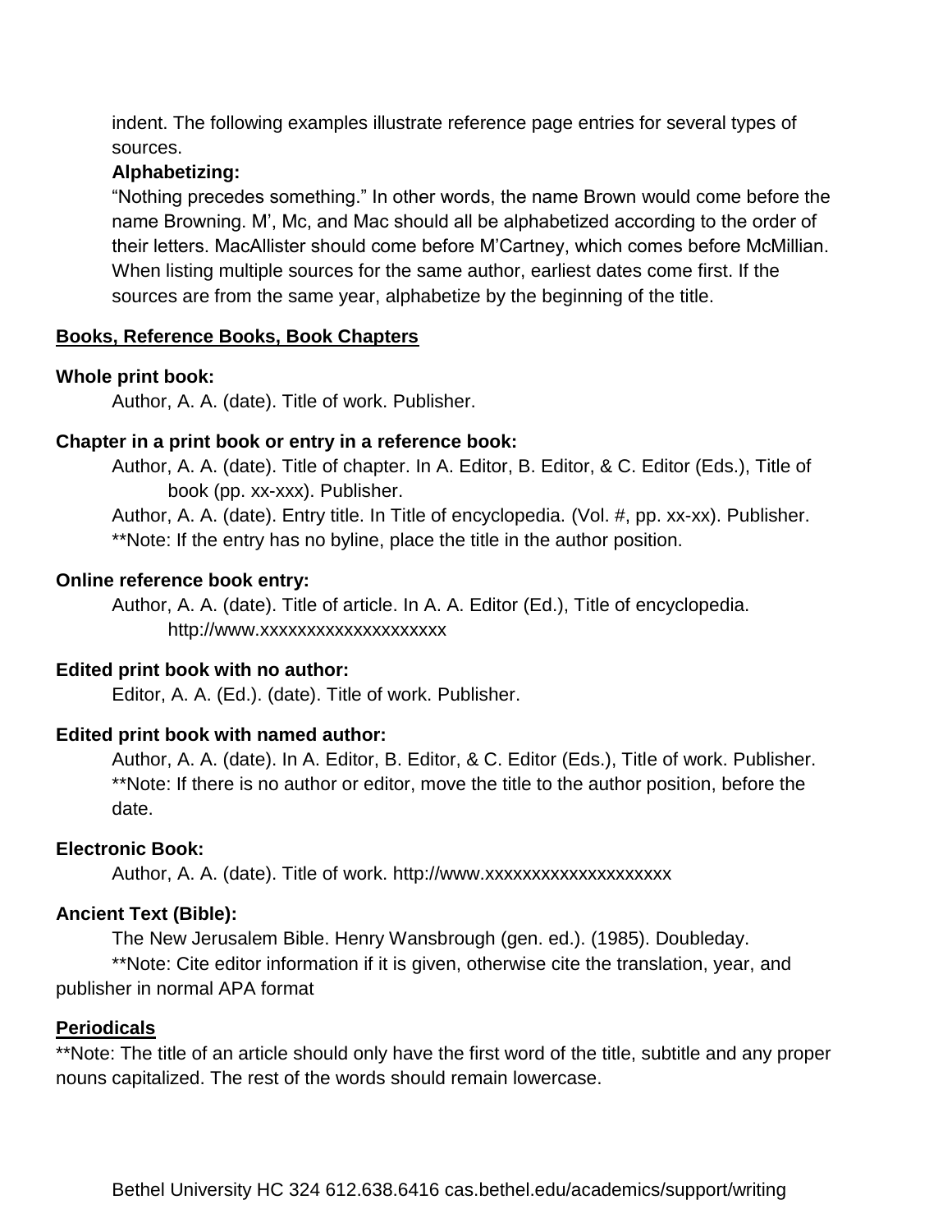indent. The following examples illustrate reference page entries for several types of sources.

**Alphabetizing:**

"Nothing precedes something." In other words, the name Brown would come before the name Browning. M', Mc, and Mac should all be alphabetized according to the order of their letters. MacAllister should come before M'Cartney, which comes before McMillian. When listing multiple sources for the same author, earliest dates come first. If the sources are from the same year, alphabetize by the beginning of the title.

## Books, Reference Books, Book Chapters

**Whole print book:**

Author, A. A. (date). Title of work. Publisher.

**Chapter in a print book or entry in a reference book:**

Author, A. A. (date). Title of chapter. In A. Editor, B. Editor, & C. Editor (Eds.), Title of book (pp. xx-xxx). Publisher.

Author, A. A. (date). Entry title. In Title of encyclopedia. (Vol. #, pp. xx-xx). Publisher.

**Note: If the entry has no byline, place the title in the author position.

**Online reference book entry:**

Author, A. A. (date). Title of article. In A. A. Editor (Ed.), Title of encyclopedia. http://www.xxxxxxxxxxxxxxxxxxxx

**Edited print book with no author:**

Editor, A. A. (Ed.). (date). Title of work. Publisher.

**Edited print book with named author:**

Author, A. A. (date). In A. Editor, B. Editor, & C. Editor (Eds.), Title of work. Publisher.

**Note: If there is no author or editor, move the title to the author position, before the date.

**Electronic Book:**

Author, A. A. (date). Title of work. http://www.xxxxxxxxxxxxxxxxxxxx

**Ancient Text (Bible):**

The New Jerusalem Bible. Henry Wansbrough (gen. ed.). (1985). Doubleday.

**Note: Cite editor information if it is given, otherwise cite the translation, year, and publisher in normal APA format

## Periodicals

**Note: The title of an article should only have the first word of the title, subtitle and any proper nouns capitalized. The rest of the words should remain lowercase.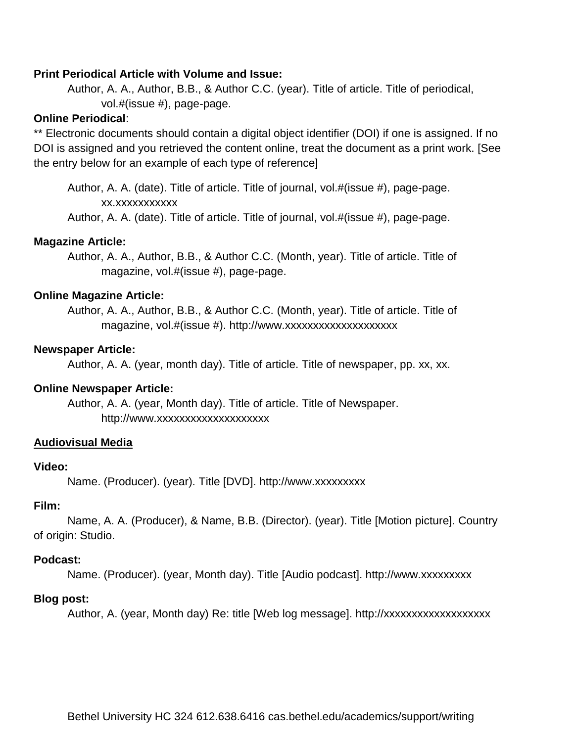**Print Periodical Article with Volume and Issue:**

Author, A. A., Author, B.B., & Author C.C. (year). Title of article. Title of periodical, vol.#(issue #), page-page.

**Online Periodical**:

** Electronic documents should contain a digital object identifier (DOI) if one is assigned. If no DOI is assigned and you retrieved the content online, treat the document as a print work. [See the entry below for an example of each type of reference]

Author, A. A. (date). Title of article. Title of journal, vol.#(issue #), page-page. xx.xxxxxxxxxxx

Author, A. A. (date). Title of article. Title of journal, vol.#(issue #), page-page.

**Magazine Article:**

Author, A. A., Author, B.B., & Author C.C. (Month, year). Title of article. Title of magazine, vol.#(issue #), page-page.

**Online Magazine Article:**

Author, A. A., Author, B.B., & Author C.C. (Month, year). Title of article. Title of magazine, vol.#(issue #). http://www.xxxxxxxxxxxxxxxxxxx

**Newspaper Article:**

Author, A. A. (year, month day). Title of article. Title of newspaper, pp. xx, xx.

**Online Newspaper Article:**

Author, A. A. (year, Month day). Title of article. Title of Newspaper. http://www.xxxxxxxxxxxxxxxxxxxx

**<u>Audiovisual Media</u>**

**Video:**

Name. (Producer). (year). Title [DVD]. http://www.xxxxxxxxx

**Film:**

Name, A. A. (Producer), & Name, B.B. (Director). (year). Title [Motion picture]. Country of origin: Studio.

**Podcast:**

Name. (Producer). (year, Month day). Title [Audio podcast]. http://www.xxxxxxxxx

**Blog post:**

Author, A. (year, Month day) Re: title [Web log message]. http://xxxxxxxxxxxxxxxxxxx

Bethel University HC 324 612.638.6416 cas.bethel.edu/academics/support/writing